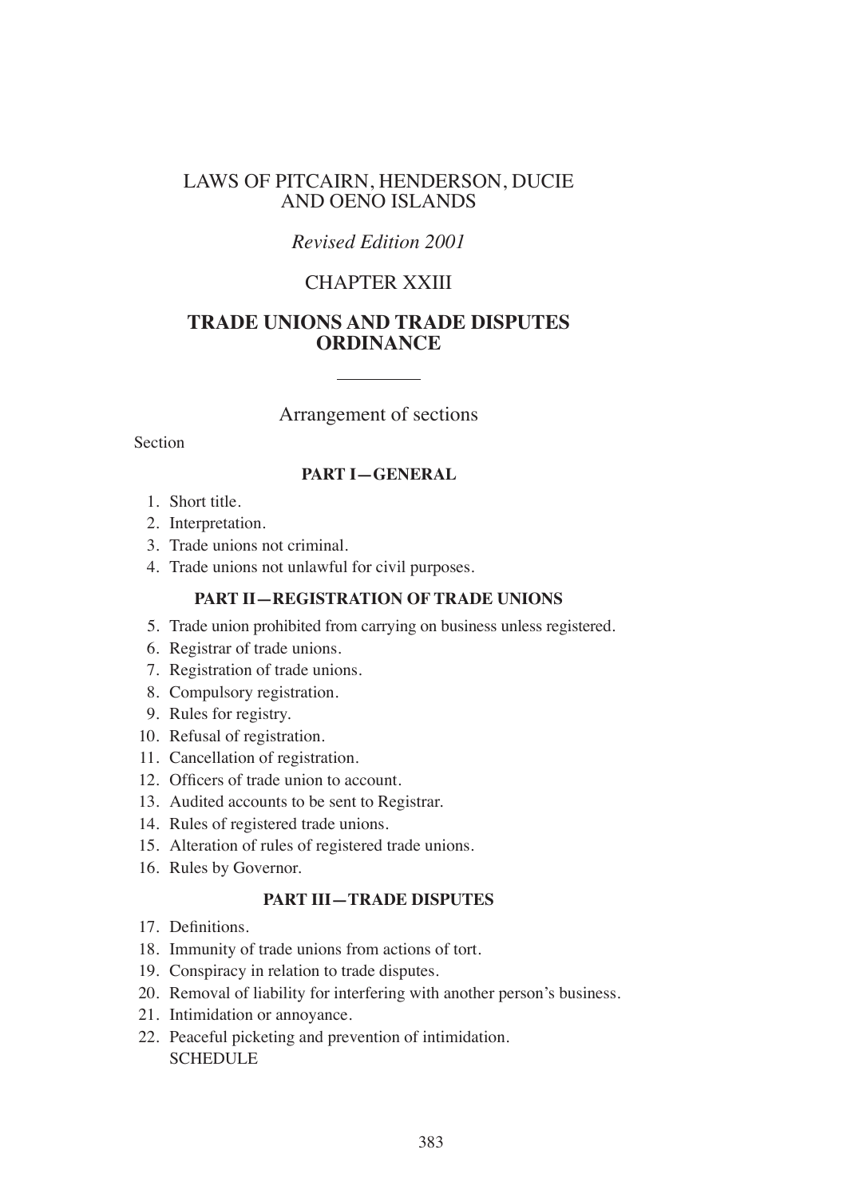# LAWS OF PITCAIRN, HENDERSON, DUCIE AND OENO ISLANDS

*Revised Edition 2001*

## CHAPTER XXIII

## TRADE UNIONS AND TRADE DISPUTES ORDINANCE

---

### Arrangement of sections

Section

**PART I—GENERAL**

1. Short title.
2. Interpretation.
3. Trade unions not criminal.
4. Trade unions not unlawful for civil purposes.

**PART II—REGISTRATION OF TRADE UNIONS**

5. Trade union prohibited from carrying on business unless registered.
6. Registrar of trade unions.
7. Registration of trade unions.
8. Compulsory registration.
9. Rules for registry.
10. Refusal of registration.
11. Cancellation of registration.
12. Officers of trade union to account.
13. Audited accounts to be sent to Registrar.
14. Rules of registered trade unions.
15. Alteration of rules of registered trade unions.
16. Rules by Governor.

**PART III—TRADE DISPUTES**

17. Definitions.
18. Immunity of trade unions from actions of tort.
19. Conspiracy in relation to trade disputes.
20. Removal of liability for interfering with another person's business.
21. Intimidation or annoyance.
22. Peaceful picketing and prevention of intimidation.

SCHEDULE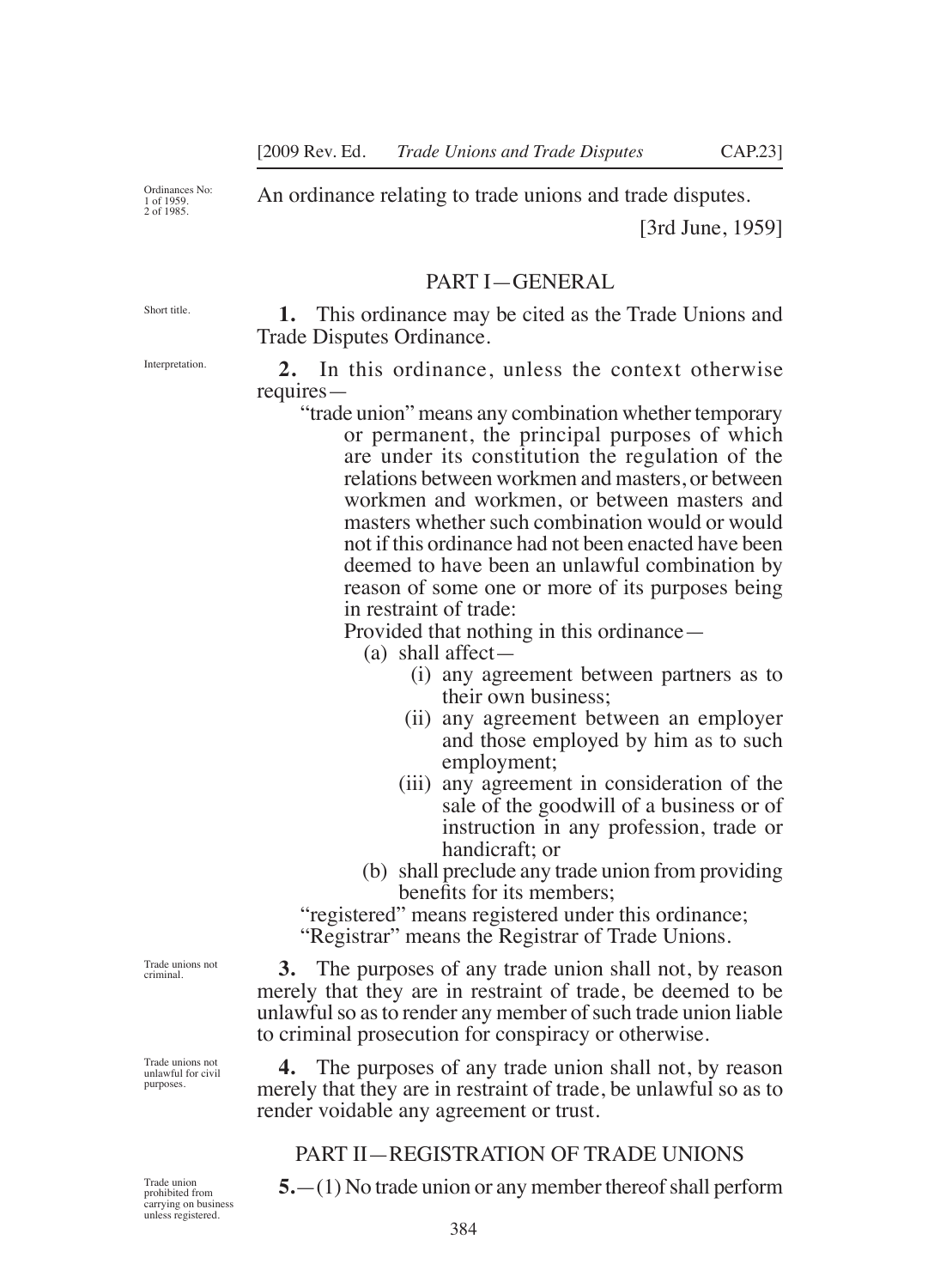Ordinances No: 1 of 1959. 2 of 1985.

An ordinance relating to trade unions and trade disputes.

[3rd June, 1959]

## PART I—GENERAL

Short title.

**1.** This ordinance may be cited as the Trade Unions and Trade Disputes Ordinance.

Interpretation.

**2.** In this ordinance, unless the context otherwise requires—

"trade union" means any combination whether temporary or permanent, the principal purposes of which are under its constitution the regulation of the relations between workmen and masters, or between workmen and workmen, or between masters and masters whether such combination would or would not if this ordinance had not been enacted have been deemed to have been an unlawful combination by reason of some one or more of its purposes being in restraint of trade:

Provided that nothing in this ordinance—

(a) shall affect—

(i) any agreement between partners as to their own business;

(ii) any agreement between an employer and those employed by him as to such employment;

(iii) any agreement in consideration of the sale of the goodwill of a business or of instruction in any profession, trade or handicraft; or

(b) shall preclude any trade union from providing benefits for its members;

"registered" means registered under this ordinance;

"Registrar" means the Registrar of Trade Unions.

Trade unions not criminal.

**3.** The purposes of any trade union shall not, by reason merely that they are in restraint of trade, be deemed to be unlawful so as to render any member of such trade union liable to criminal prosecution for conspiracy or otherwise.

Trade unions not unlawful for civil purposes.

**4.** The purposes of any trade union shall not, by reason merely that they are in restraint of trade, be unlawful so as to render voidable any agreement or trust.

## PART II—REGISTRATION OF TRADE UNIONS

Trade union prohibited from carrying on business unless registered.

**5.**—(1) No trade union or any member thereof shall perform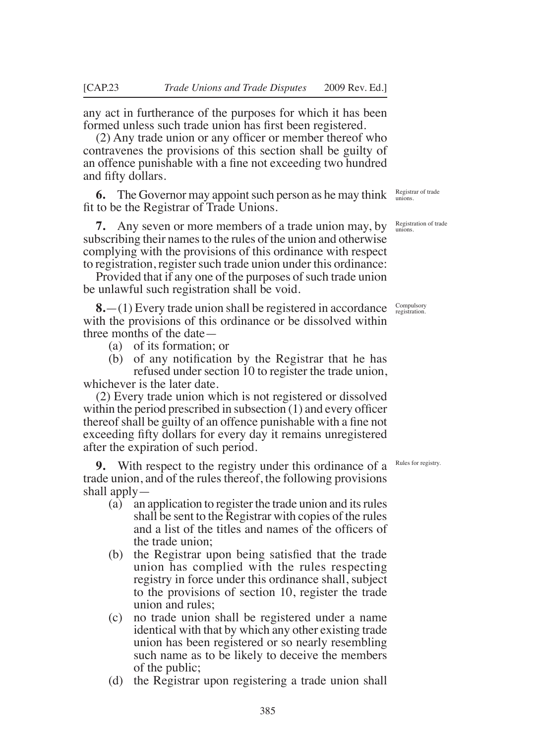any act in furtherance of the purposes for which it has been formed unless such trade union has first been registered.

(2) Any trade union or any officer or member thereof who contravenes the provisions of this section shall be guilty of an offence punishable with a fine not exceeding two hundred and fifty dollars.

*Registrar of trade unions.*

**6.** The Governor may appoint such person as he may think fit to be the Registrar of Trade Unions.

*Registration of trade unions.*

**7.** Any seven or more members of a trade union may, by subscribing their names to the rules of the union and otherwise complying with the provisions of this ordinance with respect to registration, register such trade union under this ordinance:

Provided that if any one of the purposes of such trade union be unlawful such registration shall be void.

*Compulsory registration.*

**8.**—(1) Every trade union shall be registered in accordance with the provisions of this ordinance or be dissolved within three months of the date—

(a) of its formation; or

(b) of any notification by the Registrar that he has refused under section 10 to register the trade union,

whichever is the later date.

(2) Every trade union which is not registered or dissolved within the period prescribed in subsection (1) and every officer thereof shall be guilty of an offence punishable with a fine not exceeding fifty dollars for every day it remains unregistered after the expiration of such period.

*Rules for registry.*

**9.** With respect to the registry under this ordinance of a trade union, and of the rules thereof, the following provisions shall apply—

(a) an application to register the trade union and its rules shall be sent to the Registrar with copies of the rules and a list of the titles and names of the officers of the trade union;

(b) the Registrar upon being satisfied that the trade union has complied with the rules respecting registry in force under this ordinance shall, subject to the provisions of section 10, register the trade union and rules;

(c) no trade union shall be registered under a name identical with that by which any other existing trade union has been registered or so nearly resembling such name as to be likely to deceive the members of the public;

(d) the Registrar upon registering a trade union shall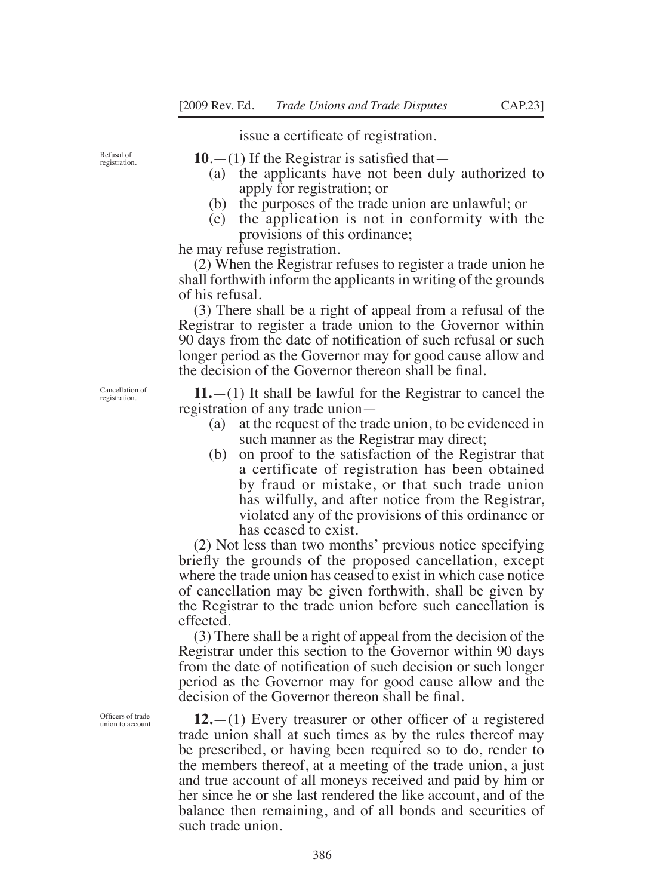issue a certificate of registration.

Refusal of registration.

**10**.—(1) If the Registrar is satisfied that—

(a) the applicants have not been duly authorized to apply for registration; or

(b) the purposes of the trade union are unlawful; or

(c) the application is not in conformity with the provisions of this ordinance;

he may refuse registration.

(2) When the Registrar refuses to register a trade union he shall forthwith inform the applicants in writing of the grounds of his refusal.

(3) There shall be a right of appeal from a refusal of the Registrar to register a trade union to the Governor within 90 days from the date of notification of such refusal or such longer period as the Governor may for good cause allow and the decision of the Governor thereon shall be final.

Cancellation of registration.

**11.**—(1) It shall be lawful for the Registrar to cancel the registration of any trade union—

(a) at the request of the trade union, to be evidenced in such manner as the Registrar may direct;

(b) on proof to the satisfaction of the Registrar that a certificate of registration has been obtained by fraud or mistake, or that such trade union has wilfully, and after notice from the Registrar, violated any of the provisions of this ordinance or has ceased to exist.

(2) Not less than two months' previous notice specifying briefly the grounds of the proposed cancellation, except where the trade union has ceased to exist in which case notice of cancellation may be given forthwith, shall be given by the Registrar to the trade union before such cancellation is effected.

(3) There shall be a right of appeal from the decision of the Registrar under this section to the Governor within 90 days from the date of notification of such decision or such longer period as the Governor may for good cause allow and the decision of the Governor thereon shall be final.

Officers of trade union to account.

**12.**—(1) Every treasurer or other officer of a registered trade union shall at such times as by the rules thereof may be prescribed, or having been required so to do, render to the members thereof, at a meeting of the trade union, a just and true account of all moneys received and paid by him or her since he or she last rendered the like account, and of the balance then remaining, and of all bonds and securities of such trade union.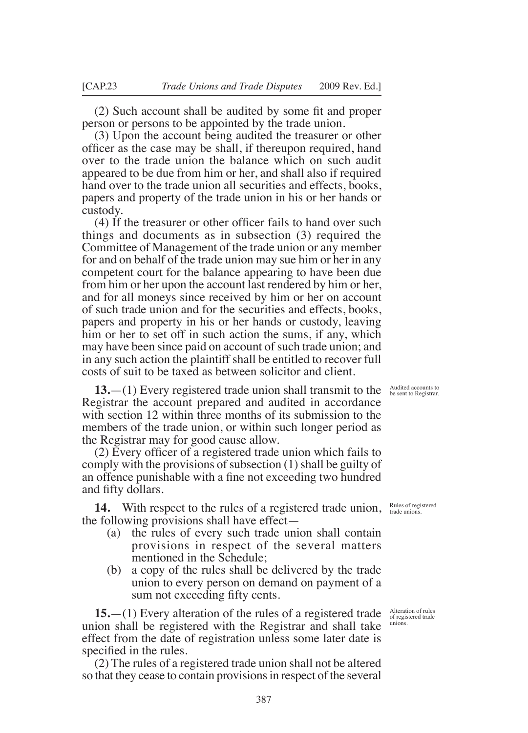(2) Such account shall be audited by some fit and proper person or persons to be appointed by the trade union.

(3) Upon the account being audited the treasurer or other officer as the case may be shall, if thereupon required, hand over to the trade union the balance which on such audit appeared to be due from him or her, and shall also if required hand over to the trade union all securities and effects, books, papers and property of the trade union in his or her hands or custody.

(4) If the treasurer or other officer fails to hand over such things and documents as in subsection (3) required the Committee of Management of the trade union or any member for and on behalf of the trade union may sue him or her in any competent court for the balance appearing to have been due from him or her upon the account last rendered by him or her, and for all moneys since received by him or her on account of such trade union and for the securities and effects, books, papers and property in his or her hands or custody, leaving him or her to set off in such action the sums, if any, which may have been since paid on account of such trade union; and in any such action the plaintiff shall be entitled to recover full costs of suit to be taxed as between solicitor and client.

*Audited accounts to be sent to Registrar.*

**13.**—(1) Every registered trade union shall transmit to the Registrar the account prepared and audited in accordance with section 12 within three months of its submission to the members of the trade union, or within such longer period as the Registrar may for good cause allow.

(2) Every officer of a registered trade union which fails to comply with the provisions of subsection (1) shall be guilty of an offence punishable with a fine not exceeding two hundred and fifty dollars.

*Rules of registered trade unions.*

**14.** With respect to the rules of a registered trade union, the following provisions shall have effect—

(a) the rules of every such trade union shall contain provisions in respect of the several matters mentioned in the Schedule;

(b) a copy of the rules shall be delivered by the trade union to every person on demand on payment of a sum not exceeding fifty cents.

*Alteration of rules of registered trade unions.*

**15.**—(1) Every alteration of the rules of a registered trade union shall be registered with the Registrar and shall take effect from the date of registration unless some later date is specified in the rules.

(2) The rules of a registered trade union shall not be altered so that they cease to contain provisions in respect of the several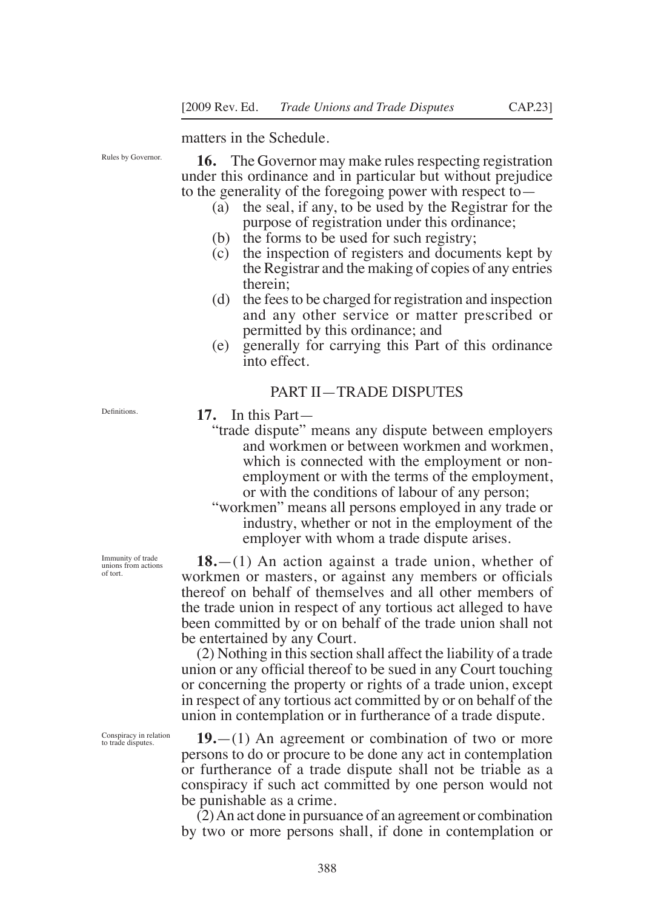matters in the Schedule.

Rules by Governor.

**16.** The Governor may make rules respecting registration under this ordinance and in particular but without prejudice to the generality of the foregoing power with respect to—

(a) the seal, if any, to be used by the Registrar for the purpose of registration under this ordinance;

(b) the forms to be used for such registry;

(c) the inspection of registers and documents kept by the Registrar and the making of copies of any entries therein;

(d) the fees to be charged for registration and inspection and any other service or matter prescribed or permitted by this ordinance; and

(e) generally for carrying this Part of this ordinance into effect.

## PART II—TRADE DISPUTES

Definitions.

**17.** In this Part—

"trade dispute" means any dispute between employers and workmen or between workmen and workmen, which is connected with the employment or non-employment or with the terms of the employment, or with the conditions of labour of any person;

"workmen" means all persons employed in any trade or industry, whether or not in the employment of the employer with whom a trade dispute arises.

Immunity of trade unions from actions of tort.

**18.**—(1) An action against a trade union, whether of workmen or masters, or against any members or officials thereof on behalf of themselves and all other members of the trade union in respect of any tortious act alleged to have been committed by or on behalf of the trade union shall not be entertained by any Court.

(2) Nothing in this section shall affect the liability of a trade union or any official thereof to be sued in any Court touching or concerning the property or rights of a trade union, except in respect of any tortious act committed by or on behalf of the union in contemplation or in furtherance of a trade dispute.

Conspiracy in relation to trade disputes.

**19.**—(1) An agreement or combination of two or more persons to do or procure to be done any act in contemplation or furtherance of a trade dispute shall not be triable as a conspiracy if such act committed by one person would not be punishable as a crime.

(2) An act done in pursuance of an agreement or combination by two or more persons shall, if done in contemplation or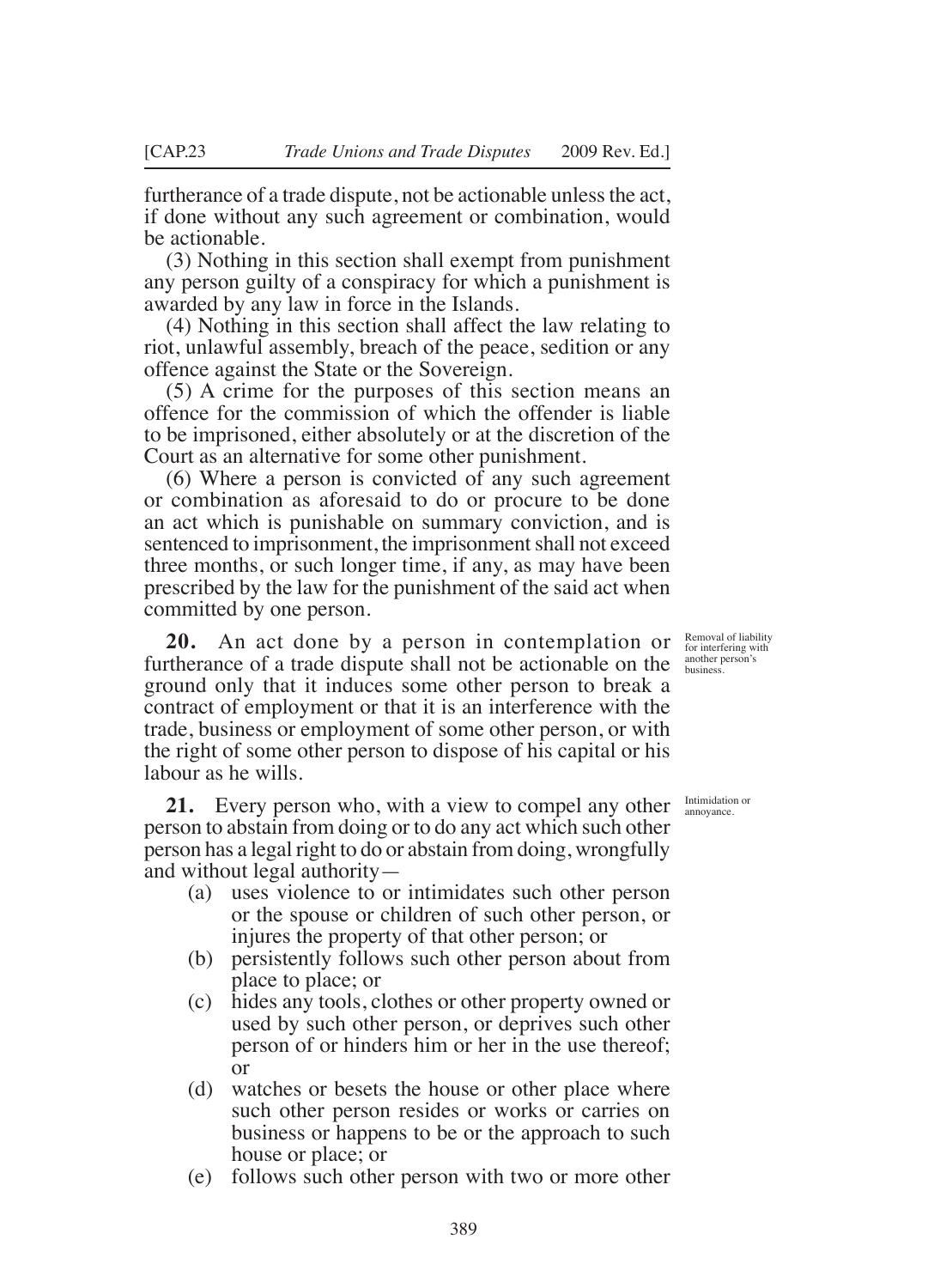furtherance of a trade dispute, not be actionable unless the act, if done without any such agreement or combination, would be actionable.

(3) Nothing in this section shall exempt from punishment any person guilty of a conspiracy for which a punishment is awarded by any law in force in the Islands.

(4) Nothing in this section shall affect the law relating to riot, unlawful assembly, breach of the peace, sedition or any offence against the State or the Sovereign.

(5) A crime for the purposes of this section means an offence for the commission of which the offender is liable to be imprisoned, either absolutely or at the discretion of the Court as an alternative for some other punishment.

(6) Where a person is convicted of any such agreement or combination as aforesaid to do or procure to be done an act which is punishable on summary conviction, and is sentenced to imprisonment, the imprisonment shall not exceed three months, or such longer time, if any, as may have been prescribed by the law for the punishment of the said act when committed by one person.

*Removal of liability for interfering with another person's business.*

**20.** An act done by a person in contemplation or furtherance of a trade dispute shall not be actionable on the ground only that it induces some other person to break a contract of employment or that it is an interference with the trade, business or employment of some other person, or with the right of some other person to dispose of his capital or his labour as he wills.

*Intimidation or annoyance.*

**21.** Every person who, with a view to compel any other person to abstain from doing or to do any act which such other person has a legal right to do or abstain from doing, wrongfully and without legal authority—

(a) uses violence to or intimidates such other person or the spouse or children of such other person, or injures the property of that other person; or

(b) persistently follows such other person about from place to place; or

(c) hides any tools, clothes or other property owned or used by such other person, or deprives such other person of or hinders him or her in the use thereof; or

(d) watches or besets the house or other place where such other person resides or works or carries on business or happens to be or the approach to such house or place; or

(e) follows such other person with two or more other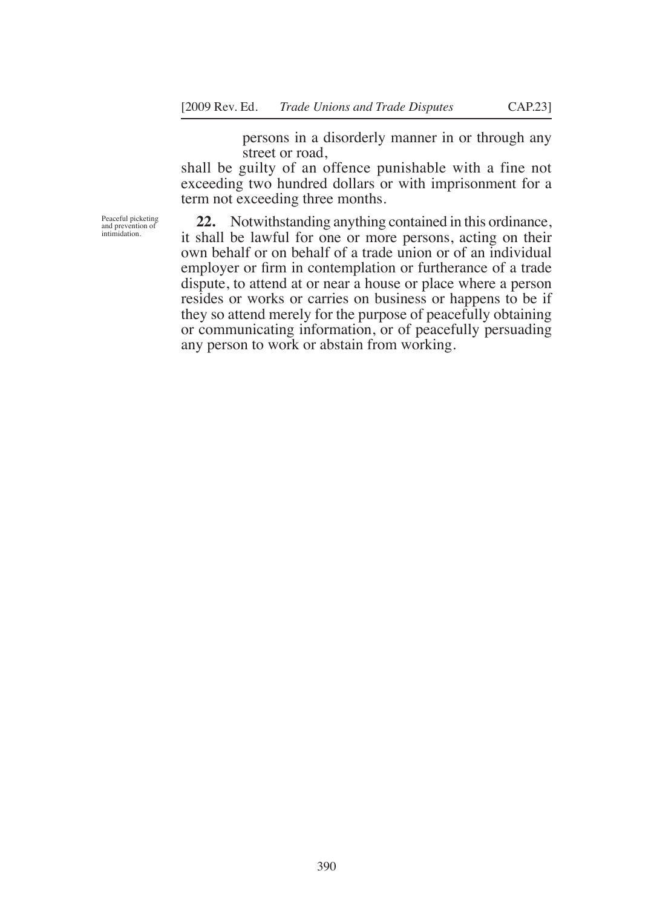persons in a disorderly manner in or through any street or road,

shall be guilty of an offence punishable with a fine not exceeding two hundred dollars or with imprisonment for a term not exceeding three months.

Peaceful picketing and prevention of intimidation.

**22.** Notwithstanding anything contained in this ordinance, it shall be lawful for one or more persons, acting on their own behalf or on behalf of a trade union or of an individual employer or firm in contemplation or furtherance of a trade dispute, to attend at or near a house or place where a person resides or works or carries on business or happens to be if they so attend merely for the purpose of peacefully obtaining or communicating information, or of peacefully persuading any person to work or abstain from working.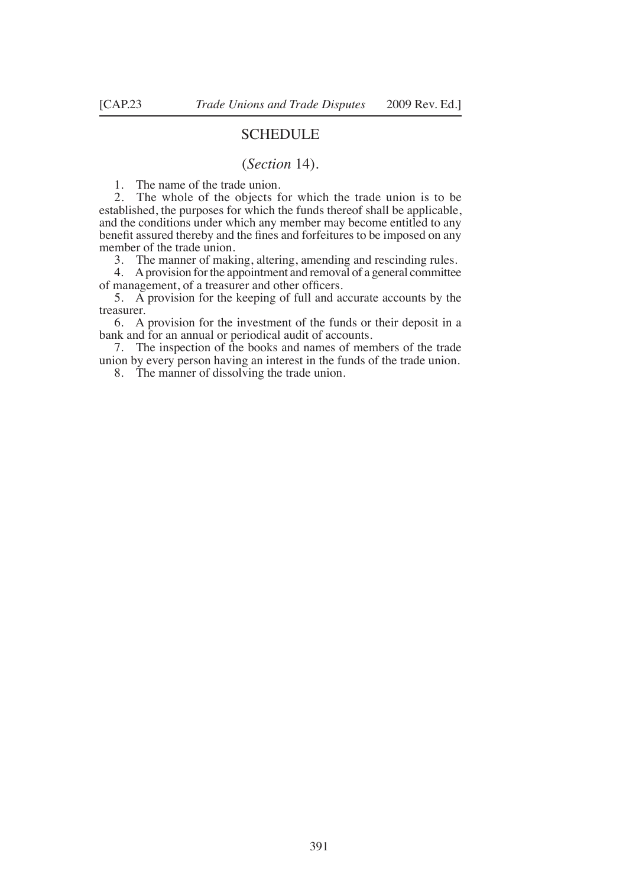## SCHEDULE

(*Section* 14).

1. The name of the trade union.
2. The whole of the objects for which the trade union is to be established, the purposes for which the funds thereof shall be applicable, and the conditions under which any member may become entitled to any benefit assured thereby and the fines and forfeitures to be imposed on any member of the trade union.
3. The manner of making, altering, amending and rescinding rules.
4. A provision for the appointment and removal of a general committee of management, of a treasurer and other officers.
5. A provision for the keeping of full and accurate accounts by the treasurer.
6. A provision for the investment of the funds or their deposit in a bank and for an annual or periodical audit of accounts.
7. The inspection of the books and names of members of the trade union by every person having an interest in the funds of the trade union.
8. The manner of dissolving the trade union.